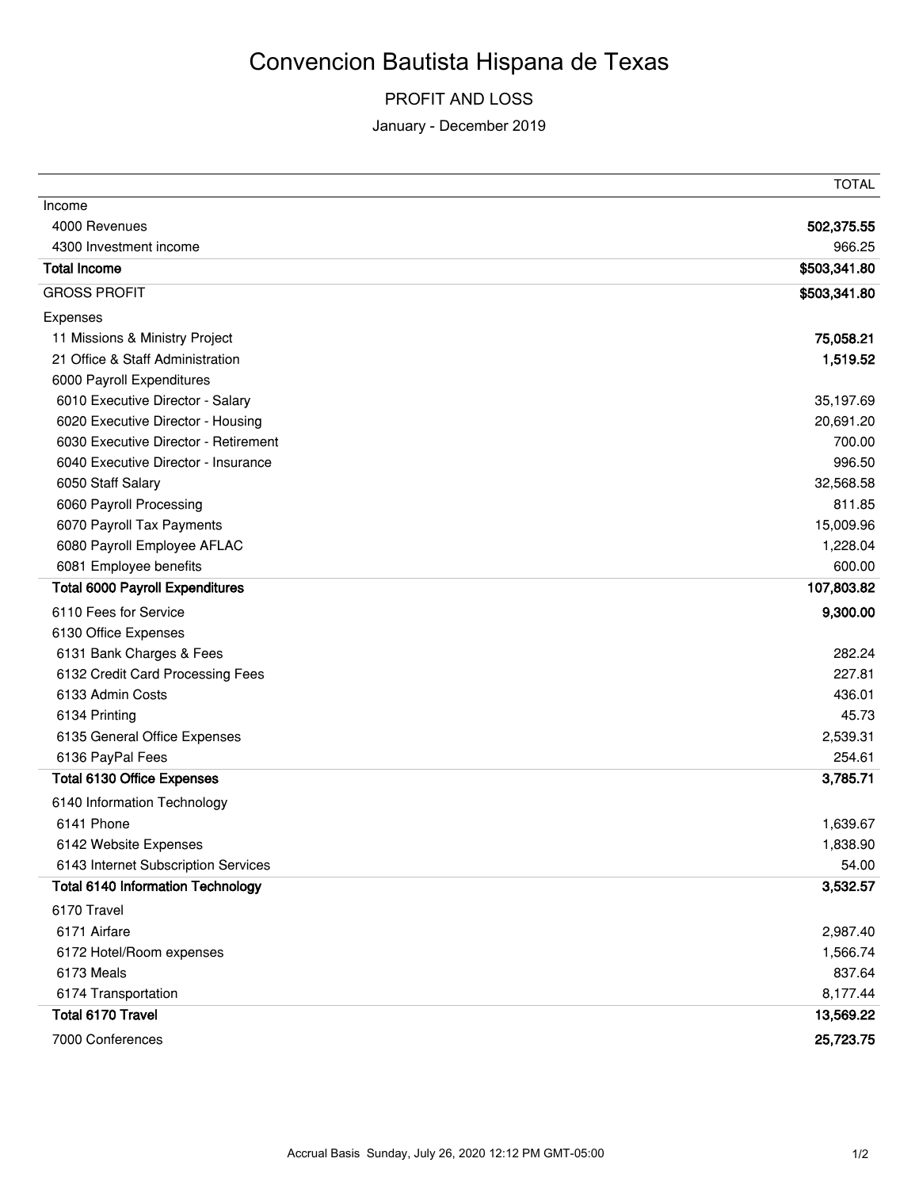# Convencion Bautista Hispana de Texas

## PROFIT AND LOSS

January - December 2019

| | TOTAL |
|---|---|
| Income | |
| 4000 Revenues | **502,375.55** |
| 4300 Investment income | 966.25 |
| **Total Income** | **$503,341.80** |
| GROSS PROFIT | **$503,341.80** |
| Expenses | |
| 11 Missions & Ministry Project | **75,058.21** |
| 21 Office & Staff Administration | **1,519.52** |
| 6000 Payroll Expenditures | |
| 6010 Executive Director - Salary | 35,197.69 |
| 6020 Executive Director - Housing | 20,691.20 |
| 6030 Executive Director - Retirement | 700.00 |
| 6040 Executive Director - Insurance | 996.50 |
| 6050 Staff Salary | 32,568.58 |
| 6060 Payroll Processing | 811.85 |
| 6070 Payroll Tax Payments | 15,009.96 |
| 6080 Payroll Employee AFLAC | 1,228.04 |
| 6081 Employee benefits | 600.00 |
| **Total 6000 Payroll Expenditures** | **107,803.82** |
| 6110 Fees for Service | **9,300.00** |
| 6130 Office Expenses | |
| 6131 Bank Charges & Fees | 282.24 |
| 6132 Credit Card Processing Fees | 227.81 |
| 6133 Admin Costs | 436.01 |
| 6134 Printing | 45.73 |
| 6135 General Office Expenses | 2,539.31 |
| 6136 PayPal Fees | 254.61 |
| **Total 6130 Office Expenses** | **3,785.71** |
| 6140 Information Technology | |
| 6141 Phone | 1,639.67 |
| 6142 Website Expenses | 1,838.90 |
| 6143 Internet Subscription Services | 54.00 |
| **Total 6140 Information Technology** | **3,532.57** |
| 6170 Travel | |
| 6171 Airfare | 2,987.40 |
| 6172 Hotel/Room expenses | 1,566.74 |
| 6173 Meals | 837.64 |
| 6174 Transportation | 8,177.44 |
| **Total 6170 Travel** | **13,569.22** |
| 7000 Conferences | **25,723.75** |

Accrual Basis Sunday, July 26, 2020 12:12 PM GMT-05:00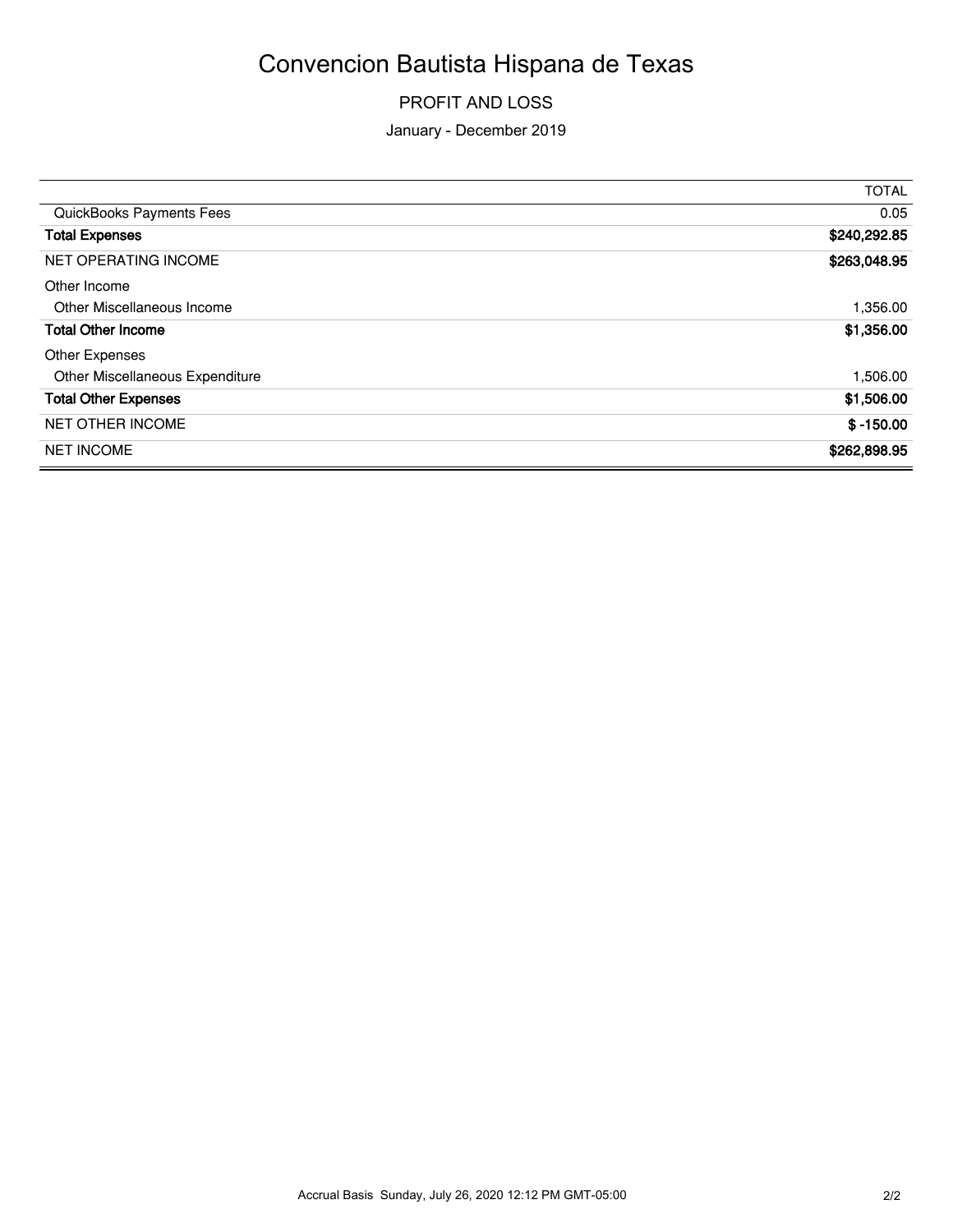# Convencion Bautista Hispana de Texas

PROFIT AND LOSS

January - December 2019

| | TOTAL |
|---|---|
| QuickBooks Payments Fees | 0.05 |
| **Total Expenses** | **$240,292.85** |
| NET OPERATING INCOME | **$263,048.95** |
| Other Income | |
| Other Miscellaneous Income | 1,356.00 |
| **Total Other Income** | **$1,356.00** |
| Other Expenses | |
| Other Miscellaneous Expenditure | 1,506.00 |
| **Total Other Expenses** | **$1,506.00** |
| NET OTHER INCOME | **$ -150.00** |
| NET INCOME | **$262,898.95** |

Accrual Basis Sunday, July 26, 2020 12:12 PM GMT-05:00